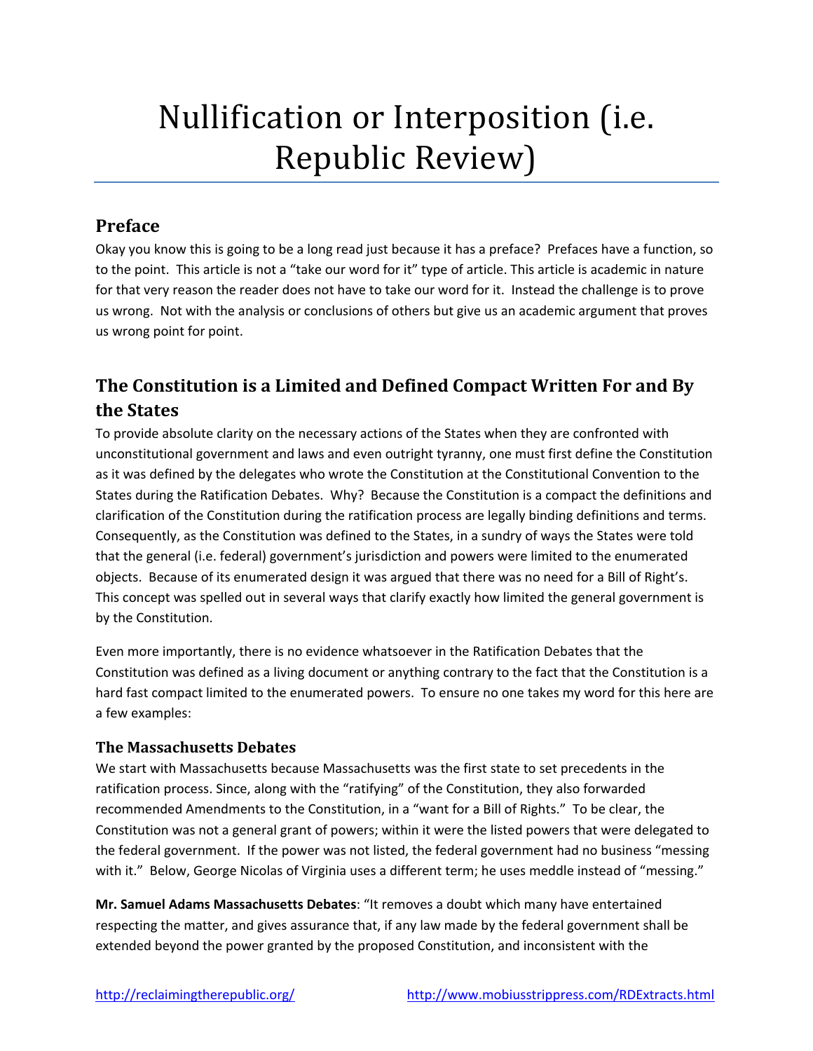# Nullification or Interposition (i.e. Republic Review)

## Preface

Okay you know this is going to be a long read just because it has a preface? Prefaces have a function, so to the point. This article is not a "take our word for it" type of article. This article is academic in nature for that very reason the reader does not have to take our word for it. Instead the challenge is to prove us wrong. Not with the analysis or conclusions of others but give us an academic argument that proves us wrong point for point.

## The Constitution is a Limited and Defined Compact Written For and By the States

To provide absolute clarity on the necessary actions of the States when they are confronted with unconstitutional government and laws and even outright tyranny, one must first define the Constitution as it was defined by the delegates who wrote the Constitution at the Constitutional Convention to the States during the Ratification Debates. Why? Because the Constitution is a compact the definitions and clarification of the Constitution during the ratification process are legally binding definitions and terms. Consequently, as the Constitution was defined to the States, in a sundry of ways the States were told that the general (i.e. federal) government's jurisdiction and powers were limited to the enumerated objects. Because of its enumerated design it was argued that there was no need for a Bill of Right's. This concept was spelled out in several ways that clarify exactly how limited the general government is by the Constitution.

Even more importantly, there is no evidence whatsoever in the Ratification Debates that the Constitution was defined as a living document or anything contrary to the fact that the Constitution is a hard fast compact limited to the enumerated powers. To ensure no one takes my word for this here are a few examples:

### The Massachusetts Debates

We start with Massachusetts because Massachusetts was the first state to set precedents in the ratification process. Since, along with the "ratifying" of the Constitution, they also forwarded recommended Amendments to the Constitution, in a "want for a Bill of Rights." To be clear, the Constitution was not a general grant of powers; within it were the listed powers that were delegated to the federal government. If the power was not listed, the federal government had no business "messing with it." Below, George Nicolas of Virginia uses a different term; he uses meddle instead of "messing."

**Mr. Samuel Adams Massachusetts Debates**: "It removes a doubt which many have entertained respecting the matter, and gives assurance that, if any law made by the federal government shall be extended beyond the power granted by the proposed Constitution, and inconsistent with the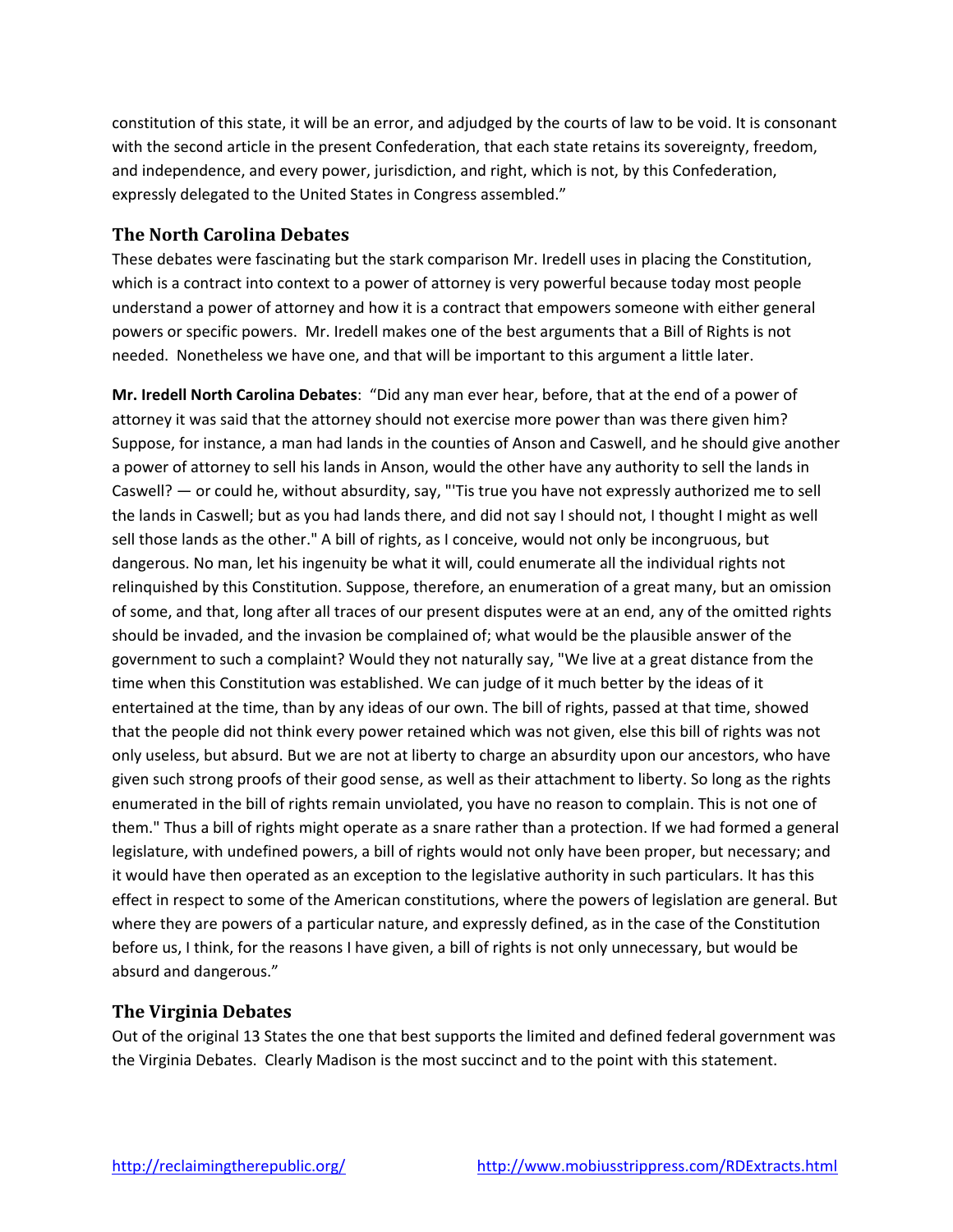constitution of this state, it will be an error, and adjudged by the courts of law to be void. It is consonant with the second article in the present Confederation, that each state retains its sovereignty, freedom, and independence, and every power, jurisdiction, and right, which is not, by this Confederation, expressly delegated to the United States in Congress assembled."

## The North Carolina Debates

These debates were fascinating but the stark comparison Mr. Iredell uses in placing the Constitution, which is a contract into context to a power of attorney is very powerful because today most people understand a power of attorney and how it is a contract that empowers someone with either general powers or specific powers. Mr. Iredell makes one of the best arguments that a Bill of Rights is not needed. Nonetheless we have one, and that will be important to this argument a little later.

**Mr. Iredell North Carolina Debates**: "Did any man ever hear, before, that at the end of a power of attorney it was said that the attorney should not exercise more power than was there given him? Suppose, for instance, a man had lands in the counties of Anson and Caswell, and he should give another a power of attorney to sell his lands in Anson, would the other have any authority to sell the lands in Caswell? — or could he, without absurdity, say, "'Tis true you have not expressly authorized me to sell the lands in Caswell; but as you had lands there, and did not say I should not, I thought I might as well sell those lands as the other." A bill of rights, as I conceive, would not only be incongruous, but dangerous. No man, let his ingenuity be what it will, could enumerate all the individual rights not relinquished by this Constitution. Suppose, therefore, an enumeration of a great many, but an omission of some, and that, long after all traces of our present disputes were at an end, any of the omitted rights should be invaded, and the invasion be complained of; what would be the plausible answer of the government to such a complaint? Would they not naturally say, "We live at a great distance from the time when this Constitution was established. We can judge of it much better by the ideas of it entertained at the time, than by any ideas of our own. The bill of rights, passed at that time, showed that the people did not think every power retained which was not given, else this bill of rights was not only useless, but absurd. But we are not at liberty to charge an absurdity upon our ancestors, who have given such strong proofs of their good sense, as well as their attachment to liberty. So long as the rights enumerated in the bill of rights remain unviolated, you have no reason to complain. This is not one of them." Thus a bill of rights might operate as a snare rather than a protection. If we had formed a general legislature, with undefined powers, a bill of rights would not only have been proper, but necessary; and it would have then operated as an exception to the legislative authority in such particulars. It has this effect in respect to some of the American constitutions, where the powers of legislation are general. But where they are powers of a particular nature, and expressly defined, as in the case of the Constitution before us, I think, for the reasons I have given, a bill of rights is not only unnecessary, but would be absurd and dangerous."

## The Virginia Debates

Out of the original 13 States the one that best supports the limited and defined federal government was the Virginia Debates. Clearly Madison is the most succinct and to the point with this statement.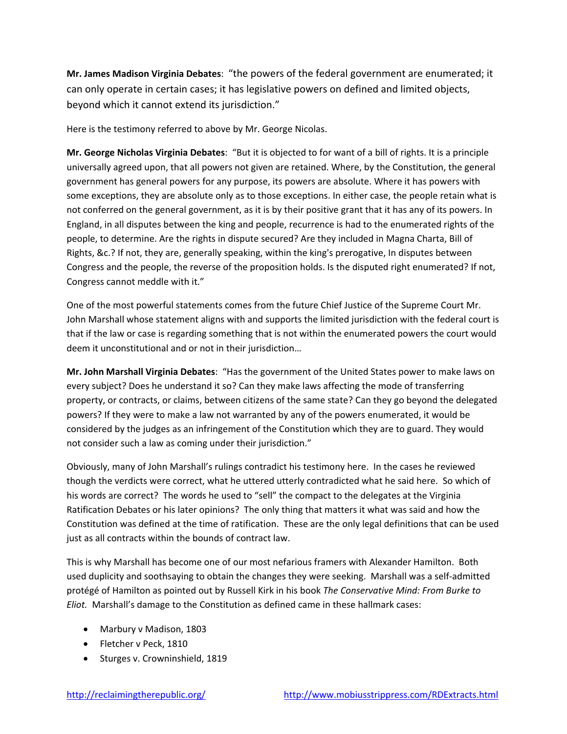**Mr. James Madison Virginia Debates**: "the powers of the federal government are enumerated; it can only operate in certain cases; it has legislative powers on defined and limited objects, beyond which it cannot extend its jurisdiction."

Here is the testimony referred to above by Mr. George Nicolas.

**Mr. George Nicholas Virginia Debates**: "But it is objected to for want of a bill of rights. It is a principle universally agreed upon, that all powers not given are retained. Where, by the Constitution, the general government has general powers for any purpose, its powers are absolute. Where it has powers with some exceptions, they are absolute only as to those exceptions. In either case, the people retain what is not conferred on the general government, as it is by their positive grant that it has any of its powers. In England, in all disputes between the king and people, recurrence is had to the enumerated rights of the people, to determine. Are the rights in dispute secured? Are they included in Magna Charta, Bill of Rights, &c.? If not, they are, generally speaking, within the king's prerogative, In disputes between Congress and the people, the reverse of the proposition holds. Is the disputed right enumerated? If not, Congress cannot meddle with it."

One of the most powerful statements comes from the future Chief Justice of the Supreme Court Mr. John Marshall whose statement aligns with and supports the limited jurisdiction with the federal court is that if the law or case is regarding something that is not within the enumerated powers the court would deem it unconstitutional and or not in their jurisdiction…

**Mr. John Marshall Virginia Debates**: "Has the government of the United States power to make laws on every subject? Does he understand it so? Can they make laws affecting the mode of transferring property, or contracts, or claims, between citizens of the same state? Can they go beyond the delegated powers? If they were to make a law not warranted by any of the powers enumerated, it would be considered by the judges as an infringement of the Constitution which they are to guard. They would not consider such a law as coming under their jurisdiction."

Obviously, many of John Marshall's rulings contradict his testimony here. In the cases he reviewed though the verdicts were correct, what he uttered utterly contradicted what he said here. So which of his words are correct? The words he used to "sell" the compact to the delegates at the Virginia Ratification Debates or his later opinions? The only thing that matters it what was said and how the Constitution was defined at the time of ratification. These are the only legal definitions that can be used just as all contracts within the bounds of contract law.

This is why Marshall has become one of our most nefarious framers with Alexander Hamilton. Both used duplicity and soothsaying to obtain the changes they were seeking. Marshall was a self-admitted protégé of Hamilton as pointed out by Russell Kirk in his book *The Conservative Mind: From Burke to Eliot.* Marshall's damage to the Constitution as defined came in these hallmark cases:

- Marbury v Madison, 1803
- Fletcher v Peck, 1810
- Sturges v. Crowninshield, 1819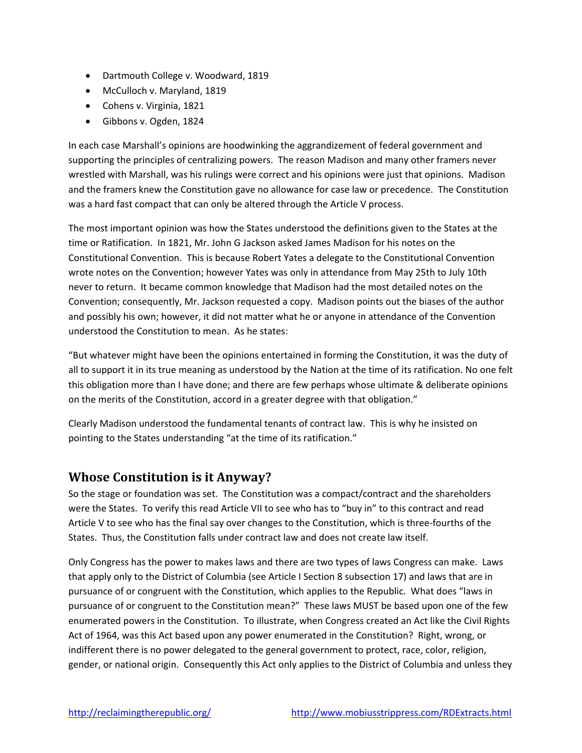- Dartmouth College v. Woodward, 1819
- McCulloch v. Maryland, 1819
- Cohens v. Virginia, 1821
- Gibbons v. Ogden, 1824

In each case Marshall's opinions are hoodwinking the aggrandizement of federal government and supporting the principles of centralizing powers. The reason Madison and many other framers never wrestled with Marshall, was his rulings were correct and his opinions were just that opinions. Madison and the framers knew the Constitution gave no allowance for case law or precedence. The Constitution was a hard fast compact that can only be altered through the Article V process.

The most important opinion was how the States understood the definitions given to the States at the time or Ratification. In 1821, Mr. John G Jackson asked James Madison for his notes on the Constitutional Convention. This is because Robert Yates a delegate to the Constitutional Convention wrote notes on the Convention; however Yates was only in attendance from May 25th to July 10th never to return. It became common knowledge that Madison had the most detailed notes on the Convention; consequently, Mr. Jackson requested a copy. Madison points out the biases of the author and possibly his own; however, it did not matter what he or anyone in attendance of the Convention understood the Constitution to mean. As he states:

"But whatever might have been the opinions entertained in forming the Constitution, it was the duty of all to support it in its true meaning as understood by the Nation at the time of its ratification. No one felt this obligation more than I have done; and there are few perhaps whose ultimate & deliberate opinions on the merits of the Constitution, accord in a greater degree with that obligation."

Clearly Madison understood the fundamental tenants of contract law. This is why he insisted on pointing to the States understanding "at the time of its ratification."

## Whose Constitution is it Anyway?

So the stage or foundation was set. The Constitution was a compact/contract and the shareholders were the States. To verify this read Article VII to see who has to "buy in" to this contract and read Article V to see who has the final say over changes to the Constitution, which is three-fourths of the States. Thus, the Constitution falls under contract law and does not create law itself.

Only Congress has the power to makes laws and there are two types of laws Congress can make. Laws that apply only to the District of Columbia (see Article I Section 8 subsection 17) and laws that are in pursuance of or congruent with the Constitution, which applies to the Republic. What does "laws in pursuance of or congruent to the Constitution mean?" These laws MUST be based upon one of the few enumerated powers in the Constitution. To illustrate, when Congress created an Act like the Civil Rights Act of 1964, was this Act based upon any power enumerated in the Constitution? Right, wrong, or indifferent there is no power delegated to the general government to protect, race, color, religion, gender, or national origin. Consequently this Act only applies to the District of Columbia and unless they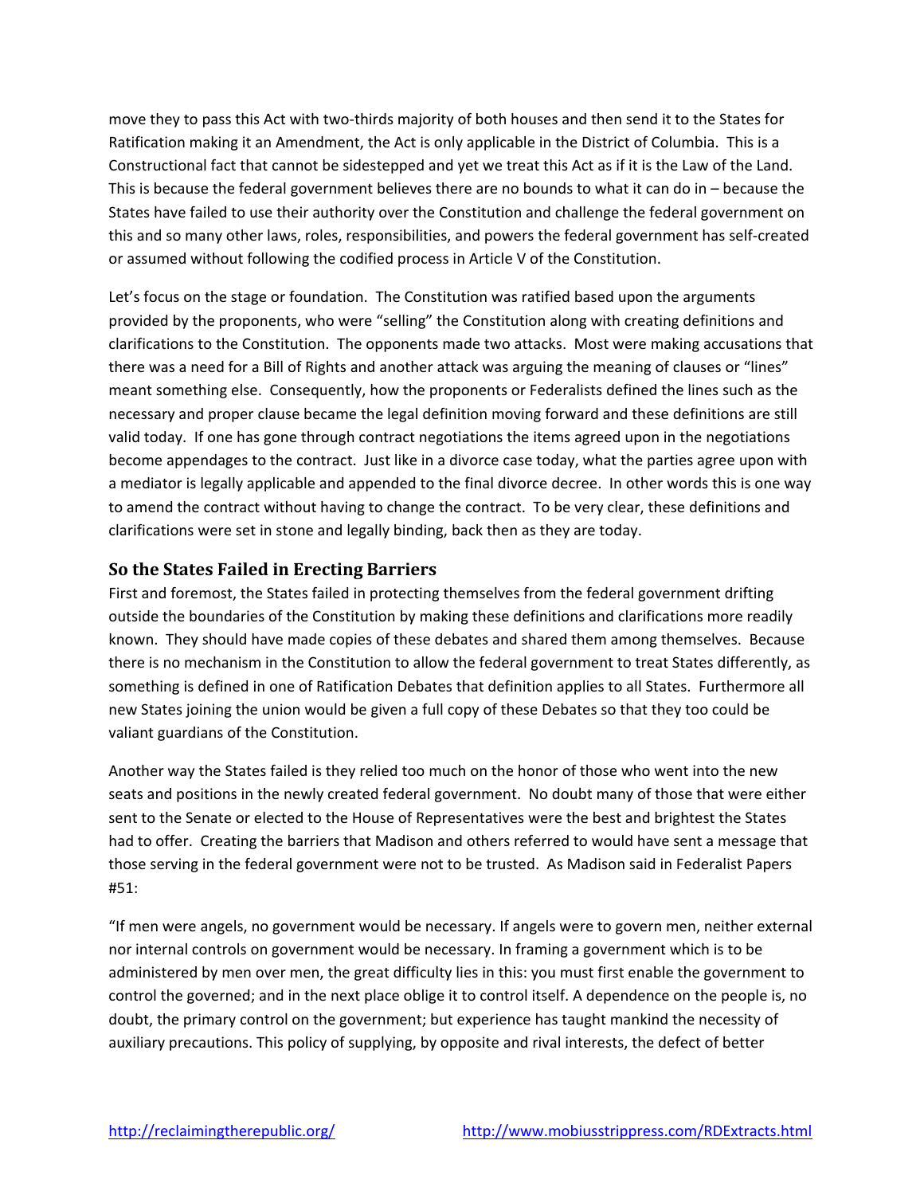move they to pass this Act with two-thirds majority of both houses and then send it to the States for Ratification making it an Amendment, the Act is only applicable in the District of Columbia. This is a Constructional fact that cannot be sidestepped and yet we treat this Act as if it is the Law of the Land. This is because the federal government believes there are no bounds to what it can do in – because the States have failed to use their authority over the Constitution and challenge the federal government on this and so many other laws, roles, responsibilities, and powers the federal government has self-created or assumed without following the codified process in Article V of the Constitution.

Let's focus on the stage or foundation. The Constitution was ratified based upon the arguments provided by the proponents, who were "selling" the Constitution along with creating definitions and clarifications to the Constitution. The opponents made two attacks. Most were making accusations that there was a need for a Bill of Rights and another attack was arguing the meaning of clauses or "lines" meant something else. Consequently, how the proponents or Federalists defined the lines such as the necessary and proper clause became the legal definition moving forward and these definitions are still valid today. If one has gone through contract negotiations the items agreed upon in the negotiations become appendages to the contract. Just like in a divorce case today, what the parties agree upon with a mediator is legally applicable and appended to the final divorce decree. In other words this is one way to amend the contract without having to change the contract. To be very clear, these definitions and clarifications were set in stone and legally binding, back then as they are today.

### So the States Failed in Erecting Barriers

First and foremost, the States failed in protecting themselves from the federal government drifting outside the boundaries of the Constitution by making these definitions and clarifications more readily known. They should have made copies of these debates and shared them among themselves. Because there is no mechanism in the Constitution to allow the federal government to treat States differently, as something is defined in one of Ratification Debates that definition applies to all States. Furthermore all new States joining the union would be given a full copy of these Debates so that they too could be valiant guardians of the Constitution.

Another way the States failed is they relied too much on the honor of those who went into the new seats and positions in the newly created federal government. No doubt many of those that were either sent to the Senate or elected to the House of Representatives were the best and brightest the States had to offer. Creating the barriers that Madison and others referred to would have sent a message that those serving in the federal government were not to be trusted. As Madison said in Federalist Papers #51:

"If men were angels, no government would be necessary. If angels were to govern men, neither external nor internal controls on government would be necessary. In framing a government which is to be administered by men over men, the great difficulty lies in this: you must first enable the government to control the governed; and in the next place oblige it to control itself. A dependence on the people is, no doubt, the primary control on the government; but experience has taught mankind the necessity of auxiliary precautions. This policy of supplying, by opposite and rival interests, the defect of better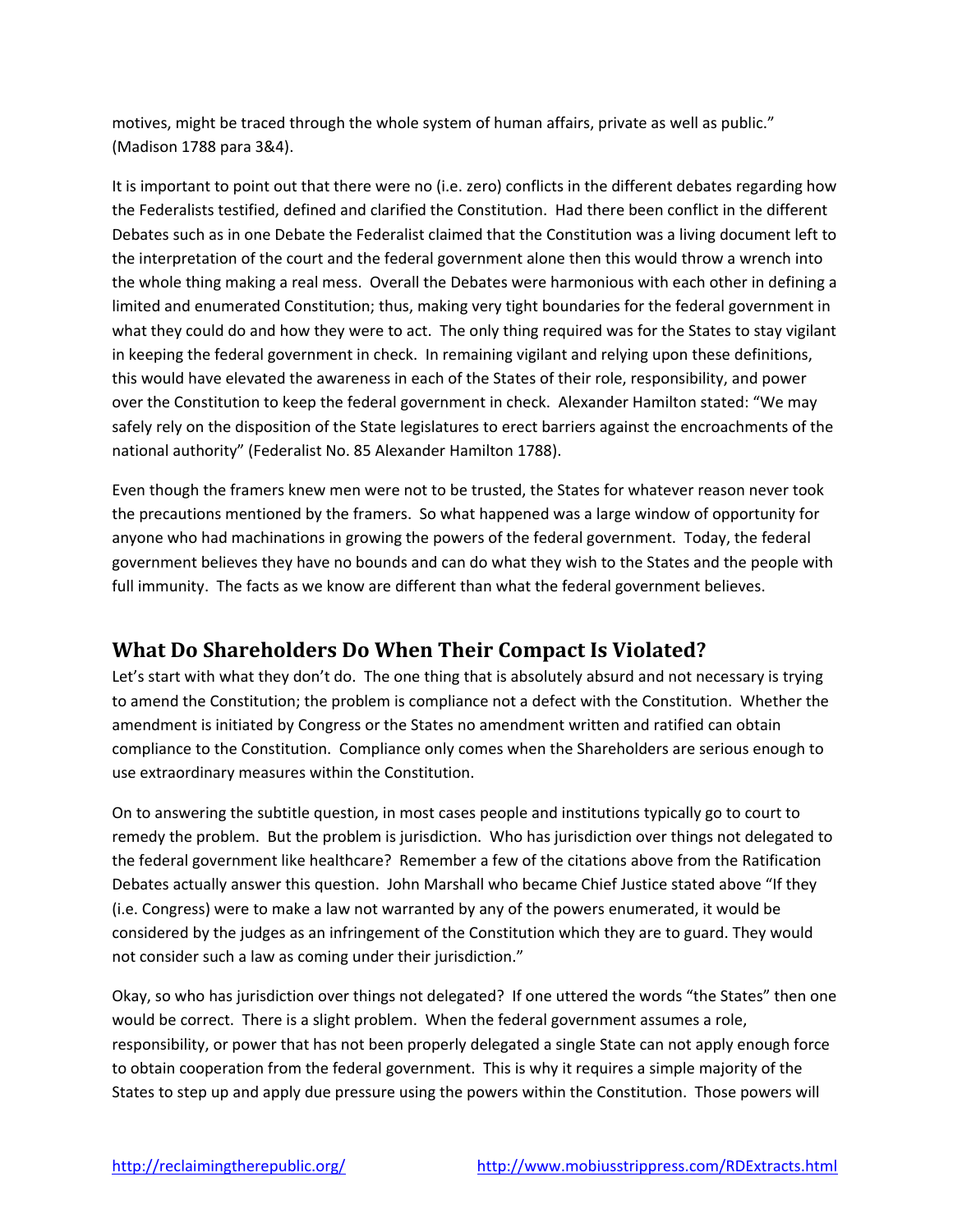motives, might be traced through the whole system of human affairs, private as well as public." (Madison 1788 para 3&4).

It is important to point out that there were no (i.e. zero) conflicts in the different debates regarding how the Federalists testified, defined and clarified the Constitution. Had there been conflict in the different Debates such as in one Debate the Federalist claimed that the Constitution was a living document left to the interpretation of the court and the federal government alone then this would throw a wrench into the whole thing making a real mess. Overall the Debates were harmonious with each other in defining a limited and enumerated Constitution; thus, making very tight boundaries for the federal government in what they could do and how they were to act. The only thing required was for the States to stay vigilant in keeping the federal government in check. In remaining vigilant and relying upon these definitions, this would have elevated the awareness in each of the States of their role, responsibility, and power over the Constitution to keep the federal government in check. Alexander Hamilton stated: "We may safely rely on the disposition of the State legislatures to erect barriers against the encroachments of the national authority" (Federalist No. 85 Alexander Hamilton 1788).

Even though the framers knew men were not to be trusted, the States for whatever reason never took the precautions mentioned by the framers. So what happened was a large window of opportunity for anyone who had machinations in growing the powers of the federal government. Today, the federal government believes they have no bounds and can do what they wish to the States and the people with full immunity. The facts as we know are different than what the federal government believes.

## What Do Shareholders Do When Their Compact Is Violated?

Let's start with what they don't do. The one thing that is absolutely absurd and not necessary is trying to amend the Constitution; the problem is compliance not a defect with the Constitution. Whether the amendment is initiated by Congress or the States no amendment written and ratified can obtain compliance to the Constitution. Compliance only comes when the Shareholders are serious enough to use extraordinary measures within the Constitution.

On to answering the subtitle question, in most cases people and institutions typically go to court to remedy the problem. But the problem is jurisdiction. Who has jurisdiction over things not delegated to the federal government like healthcare? Remember a few of the citations above from the Ratification Debates actually answer this question. John Marshall who became Chief Justice stated above "If they (i.e. Congress) were to make a law not warranted by any of the powers enumerated, it would be considered by the judges as an infringement of the Constitution which they are to guard. They would not consider such a law as coming under their jurisdiction."

Okay, so who has jurisdiction over things not delegated? If one uttered the words "the States" then one would be correct. There is a slight problem. When the federal government assumes a role, responsibility, or power that has not been properly delegated a single State can not apply enough force to obtain cooperation from the federal government. This is why it requires a simple majority of the States to step up and apply due pressure using the powers within the Constitution. Those powers will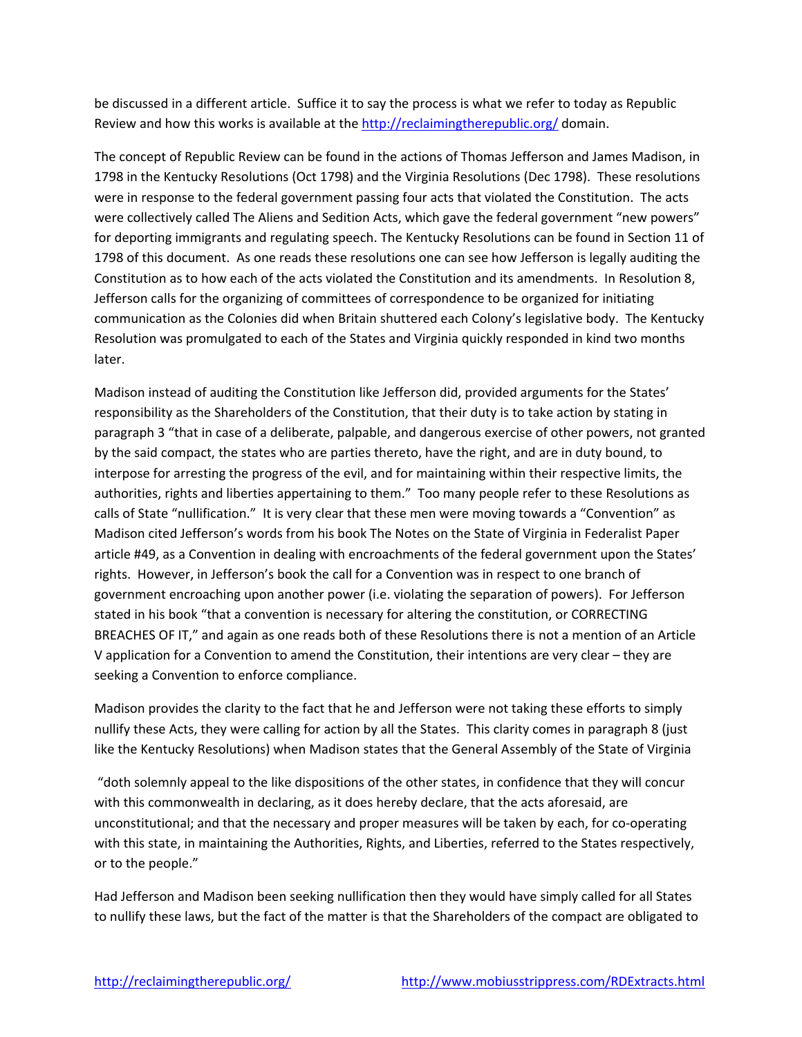be discussed in a different article. Suffice it to say the process is what we refer to today as Republic Review and how this works is available at the http://reclaimingtherepublic.org/ domain.

The concept of Republic Review can be found in the actions of Thomas Jefferson and James Madison, in 1798 in the Kentucky Resolutions (Oct 1798) and the Virginia Resolutions (Dec 1798). These resolutions were in response to the federal government passing four acts that violated the Constitution. The acts were collectively called The Aliens and Sedition Acts, which gave the federal government "new powers" for deporting immigrants and regulating speech. The Kentucky Resolutions can be found in Section 11 of 1798 of this document. As one reads these resolutions one can see how Jefferson is legally auditing the Constitution as to how each of the acts violated the Constitution and its amendments. In Resolution 8, Jefferson calls for the organizing of committees of correspondence to be organized for initiating communication as the Colonies did when Britain shuttered each Colony's legislative body. The Kentucky Resolution was promulgated to each of the States and Virginia quickly responded in kind two months later.

Madison instead of auditing the Constitution like Jefferson did, provided arguments for the States' responsibility as the Shareholders of the Constitution, that their duty is to take action by stating in paragraph 3 "that in case of a deliberate, palpable, and dangerous exercise of other powers, not granted by the said compact, the states who are parties thereto, have the right, and are in duty bound, to interpose for arresting the progress of the evil, and for maintaining within their respective limits, the authorities, rights and liberties appertaining to them." Too many people refer to these Resolutions as calls of State "nullification." It is very clear that these men were moving towards a "Convention" as Madison cited Jefferson's words from his book The Notes on the State of Virginia in Federalist Paper article #49, as a Convention in dealing with encroachments of the federal government upon the States' rights. However, in Jefferson's book the call for a Convention was in respect to one branch of government encroaching upon another power (i.e. violating the separation of powers). For Jefferson stated in his book "that a convention is necessary for altering the constitution, or CORRECTING BREACHES OF IT," and again as one reads both of these Resolutions there is not a mention of an Article V application for a Convention to amend the Constitution, their intentions are very clear – they are seeking a Convention to enforce compliance.

Madison provides the clarity to the fact that he and Jefferson were not taking these efforts to simply nullify these Acts, they were calling for action by all the States. This clarity comes in paragraph 8 (just like the Kentucky Resolutions) when Madison states that the General Assembly of the State of Virginia

"doth solemnly appeal to the like dispositions of the other states, in confidence that they will concur with this commonwealth in declaring, as it does hereby declare, that the acts aforesaid, are unconstitutional; and that the necessary and proper measures will be taken by each, for co-operating with this state, in maintaining the Authorities, Rights, and Liberties, referred to the States respectively, or to the people."

Had Jefferson and Madison been seeking nullification then they would have simply called for all States to nullify these laws, but the fact of the matter is that the Shareholders of the compact are obligated to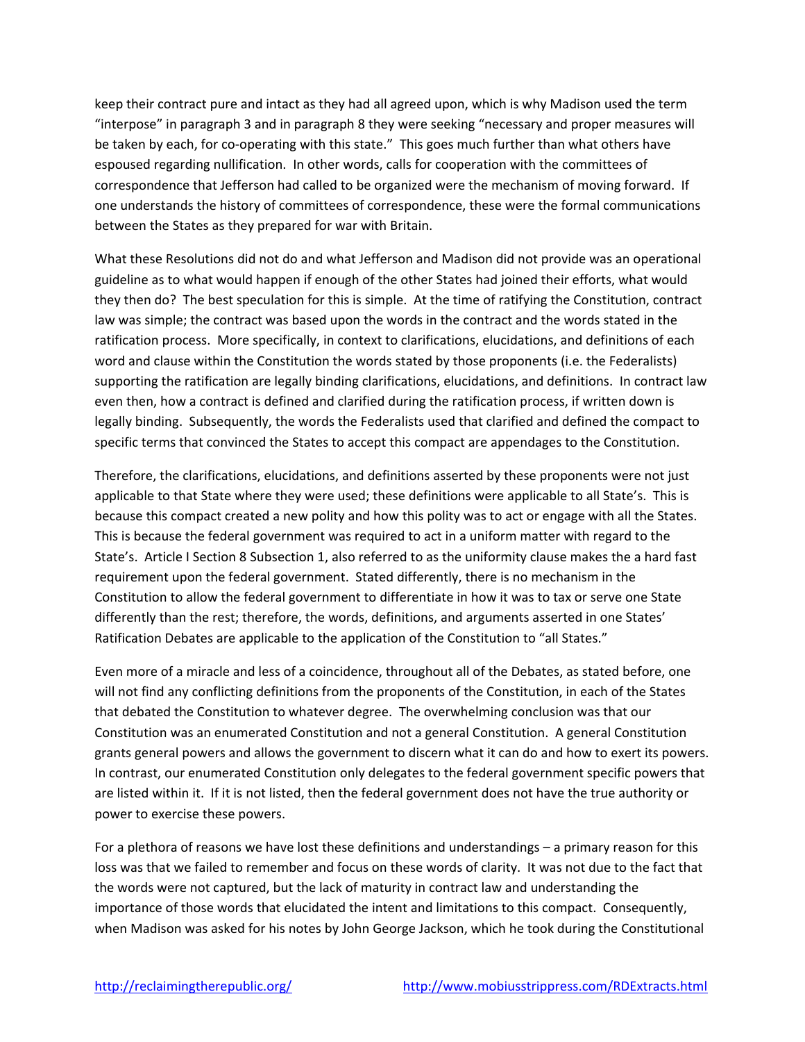keep their contract pure and intact as they had all agreed upon, which is why Madison used the term "interpose" in paragraph 3 and in paragraph 8 they were seeking "necessary and proper measures will be taken by each, for co-operating with this state." This goes much further than what others have espoused regarding nullification. In other words, calls for cooperation with the committees of correspondence that Jefferson had called to be organized were the mechanism of moving forward. If one understands the history of committees of correspondence, these were the formal communications between the States as they prepared for war with Britain.

What these Resolutions did not do and what Jefferson and Madison did not provide was an operational guideline as to what would happen if enough of the other States had joined their efforts, what would they then do? The best speculation for this is simple. At the time of ratifying the Constitution, contract law was simple; the contract was based upon the words in the contract and the words stated in the ratification process. More specifically, in context to clarifications, elucidations, and definitions of each word and clause within the Constitution the words stated by those proponents (i.e. the Federalists) supporting the ratification are legally binding clarifications, elucidations, and definitions. In contract law even then, how a contract is defined and clarified during the ratification process, if written down is legally binding. Subsequently, the words the Federalists used that clarified and defined the compact to specific terms that convinced the States to accept this compact are appendages to the Constitution.

Therefore, the clarifications, elucidations, and definitions asserted by these proponents were not just applicable to that State where they were used; these definitions were applicable to all State's. This is because this compact created a new polity and how this polity was to act or engage with all the States. This is because the federal government was required to act in a uniform matter with regard to the State's. Article I Section 8 Subsection 1, also referred to as the uniformity clause makes the a hard fast requirement upon the federal government. Stated differently, there is no mechanism in the Constitution to allow the federal government to differentiate in how it was to tax or serve one State differently than the rest; therefore, the words, definitions, and arguments asserted in one States' Ratification Debates are applicable to the application of the Constitution to "all States."

Even more of a miracle and less of a coincidence, throughout all of the Debates, as stated before, one will not find any conflicting definitions from the proponents of the Constitution, in each of the States that debated the Constitution to whatever degree. The overwhelming conclusion was that our Constitution was an enumerated Constitution and not a general Constitution. A general Constitution grants general powers and allows the government to discern what it can do and how to exert its powers. In contrast, our enumerated Constitution only delegates to the federal government specific powers that are listed within it. If it is not listed, then the federal government does not have the true authority or power to exercise these powers.

For a plethora of reasons we have lost these definitions and understandings – a primary reason for this loss was that we failed to remember and focus on these words of clarity. It was not due to the fact that the words were not captured, but the lack of maturity in contract law and understanding the importance of those words that elucidated the intent and limitations to this compact. Consequently, when Madison was asked for his notes by John George Jackson, which he took during the Constitutional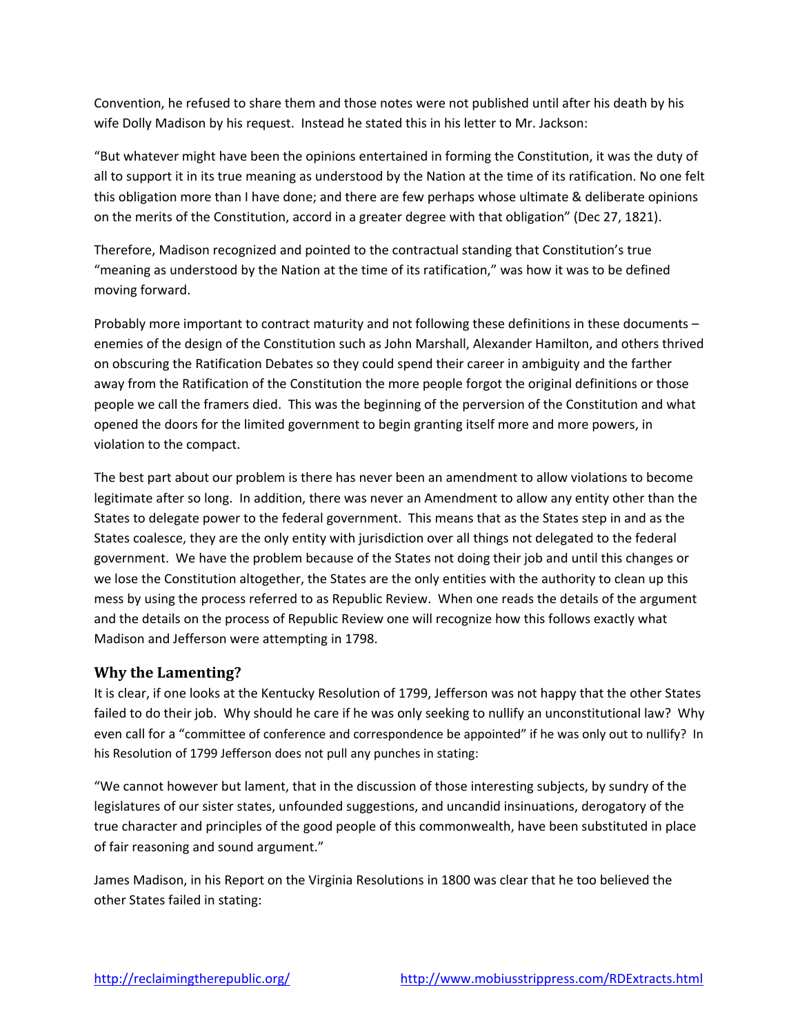Convention, he refused to share them and those notes were not published until after his death by his wife Dolly Madison by his request. Instead he stated this in his letter to Mr. Jackson:

"But whatever might have been the opinions entertained in forming the Constitution, it was the duty of all to support it in its true meaning as understood by the Nation at the time of its ratification. No one felt this obligation more than I have done; and there are few perhaps whose ultimate & deliberate opinions on the merits of the Constitution, accord in a greater degree with that obligation" (Dec 27, 1821).

Therefore, Madison recognized and pointed to the contractual standing that Constitution's true "meaning as understood by the Nation at the time of its ratification," was how it was to be defined moving forward.

Probably more important to contract maturity and not following these definitions in these documents – enemies of the design of the Constitution such as John Marshall, Alexander Hamilton, and others thrived on obscuring the Ratification Debates so they could spend their career in ambiguity and the farther away from the Ratification of the Constitution the more people forgot the original definitions or those people we call the framers died. This was the beginning of the perversion of the Constitution and what opened the doors for the limited government to begin granting itself more and more powers, in violation to the compact.

The best part about our problem is there has never been an amendment to allow violations to become legitimate after so long. In addition, there was never an Amendment to allow any entity other than the States to delegate power to the federal government. This means that as the States step in and as the States coalesce, they are the only entity with jurisdiction over all things not delegated to the federal government. We have the problem because of the States not doing their job and until this changes or we lose the Constitution altogether, the States are the only entities with the authority to clean up this mess by using the process referred to as Republic Review. When one reads the details of the argument and the details on the process of Republic Review one will recognize how this follows exactly what Madison and Jefferson were attempting in 1798.

## Why the Lamenting?

It is clear, if one looks at the Kentucky Resolution of 1799, Jefferson was not happy that the other States failed to do their job. Why should he care if he was only seeking to nullify an unconstitutional law? Why even call for a "committee of conference and correspondence be appointed" if he was only out to nullify? In his Resolution of 1799 Jefferson does not pull any punches in stating:

"We cannot however but lament, that in the discussion of those interesting subjects, by sundry of the legislatures of our sister states, unfounded suggestions, and uncandid insinuations, derogatory of the true character and principles of the good people of this commonwealth, have been substituted in place of fair reasoning and sound argument."

James Madison, in his Report on the Virginia Resolutions in 1800 was clear that he too believed the other States failed in stating: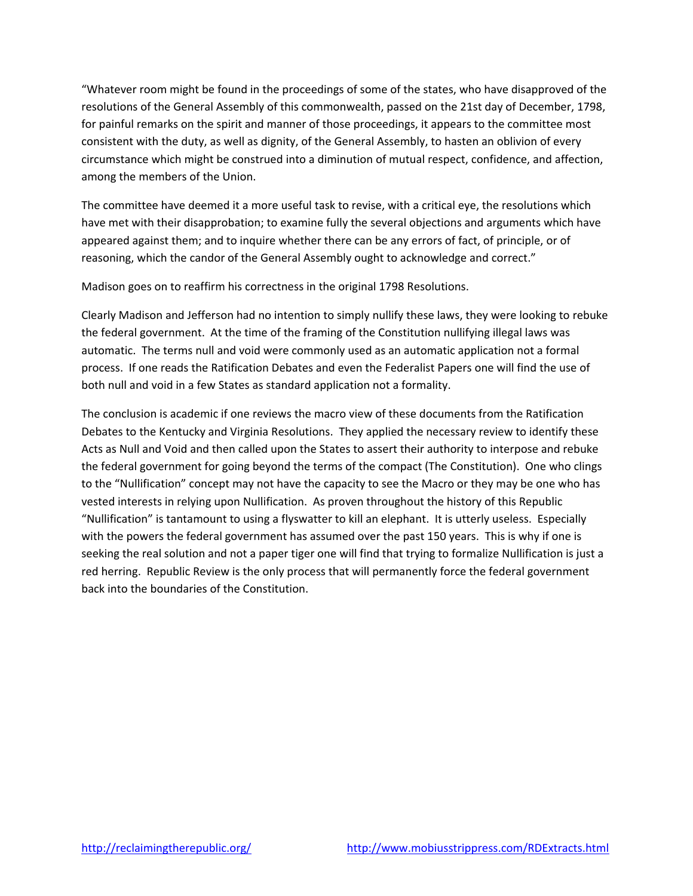"Whatever room might be found in the proceedings of some of the states, who have disapproved of the resolutions of the General Assembly of this commonwealth, passed on the 21st day of December, 1798, for painful remarks on the spirit and manner of those proceedings, it appears to the committee most consistent with the duty, as well as dignity, of the General Assembly, to hasten an oblivion of every circumstance which might be construed into a diminution of mutual respect, confidence, and affection, among the members of the Union.

The committee have deemed it a more useful task to revise, with a critical eye, the resolutions which have met with their disapprobation; to examine fully the several objections and arguments which have appeared against them; and to inquire whether there can be any errors of fact, of principle, or of reasoning, which the candor of the General Assembly ought to acknowledge and correct."

Madison goes on to reaffirm his correctness in the original 1798 Resolutions.

Clearly Madison and Jefferson had no intention to simply nullify these laws, they were looking to rebuke the federal government. At the time of the framing of the Constitution nullifying illegal laws was automatic. The terms null and void were commonly used as an automatic application not a formal process. If one reads the Ratification Debates and even the Federalist Papers one will find the use of both null and void in a few States as standard application not a formality.

The conclusion is academic if one reviews the macro view of these documents from the Ratification Debates to the Kentucky and Virginia Resolutions. They applied the necessary review to identify these Acts as Null and Void and then called upon the States to assert their authority to interpose and rebuke the federal government for going beyond the terms of the compact (The Constitution). One who clings to the "Nullification" concept may not have the capacity to see the Macro or they may be one who has vested interests in relying upon Nullification. As proven throughout the history of this Republic "Nullification" is tantamount to using a flyswatter to kill an elephant. It is utterly useless. Especially with the powers the federal government has assumed over the past 150 years. This is why if one is seeking the real solution and not a paper tiger one will find that trying to formalize Nullification is just a red herring. Republic Review is the only process that will permanently force the federal government back into the boundaries of the Constitution.

http://reclaimingtherepublic.org/ http://www.mobiusstrippress.com/RDExtracts.html